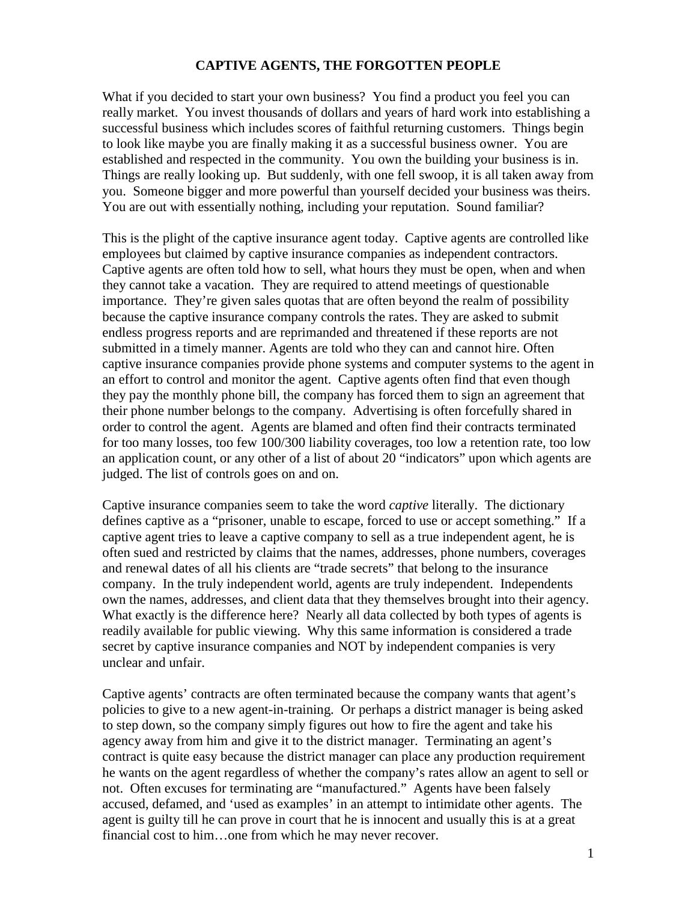# CAPTIVE AGENTS, THE FORGOTTEN PEOPLE

What if you decided to start your own business? You find a product you feel you can really market. You invest thousands of dollars and years of hard work into establishing a successful business which includes scores of faithful returning customers. Things begin to look like maybe you are finally making it as a successful business owner. You are established and respected in the community. You own the building your business is in. Things are really looking up. But suddenly, with one fell swoop, it is all taken away from you. Someone bigger and more powerful than yourself decided your business was theirs. You are out with essentially nothing, including your reputation. Sound familiar?

This is the plight of the captive insurance agent today. Captive agents are controlled like employees but claimed by captive insurance companies as independent contractors. Captive agents are often told how to sell, what hours they must be open, when and when they cannot take a vacation. They are required to attend meetings of questionable importance. They're given sales quotas that are often beyond the realm of possibility because the captive insurance company controls the rates. They are asked to submit endless progress reports and are reprimanded and threatened if these reports are not submitted in a timely manner. Agents are told who they can and cannot hire. Often captive insurance companies provide phone systems and computer systems to the agent in an effort to control and monitor the agent. Captive agents often find that even though they pay the monthly phone bill, the company has forced them to sign an agreement that their phone number belongs to the company. Advertising is often forcefully shared in order to control the agent. Agents are blamed and often find their contracts terminated for too many losses, too few 100/300 liability coverages, too low a retention rate, too low an application count, or any other of a list of about 20 "indicators" upon which agents are judged. The list of controls goes on and on.

Captive insurance companies seem to take the word *captive* literally. The dictionary defines captive as a "prisoner, unable to escape, forced to use or accept something." If a captive agent tries to leave a captive company to sell as a true independent agent, he is often sued and restricted by claims that the names, addresses, phone numbers, coverages and renewal dates of all his clients are "trade secrets" that belong to the insurance company. In the truly independent world, agents are truly independent. Independents own the names, addresses, and client data that they themselves brought into their agency. What exactly is the difference here? Nearly all data collected by both types of agents is readily available for public viewing. Why this same information is considered a trade secret by captive insurance companies and NOT by independent companies is very unclear and unfair.

Captive agents' contracts are often terminated because the company wants that agent's policies to give to a new agent-in-training. Or perhaps a district manager is being asked to step down, so the company simply figures out how to fire the agent and take his agency away from him and give it to the district manager. Terminating an agent's contract is quite easy because the district manager can place any production requirement he wants on the agent regardless of whether the company's rates allow an agent to sell or not. Often excuses for terminating are "manufactured." Agents have been falsely accused, defamed, and 'used as examples' in an attempt to intimidate other agents. The agent is guilty till he can prove in court that he is innocent and usually this is at a great financial cost to him…one from which he may never recover.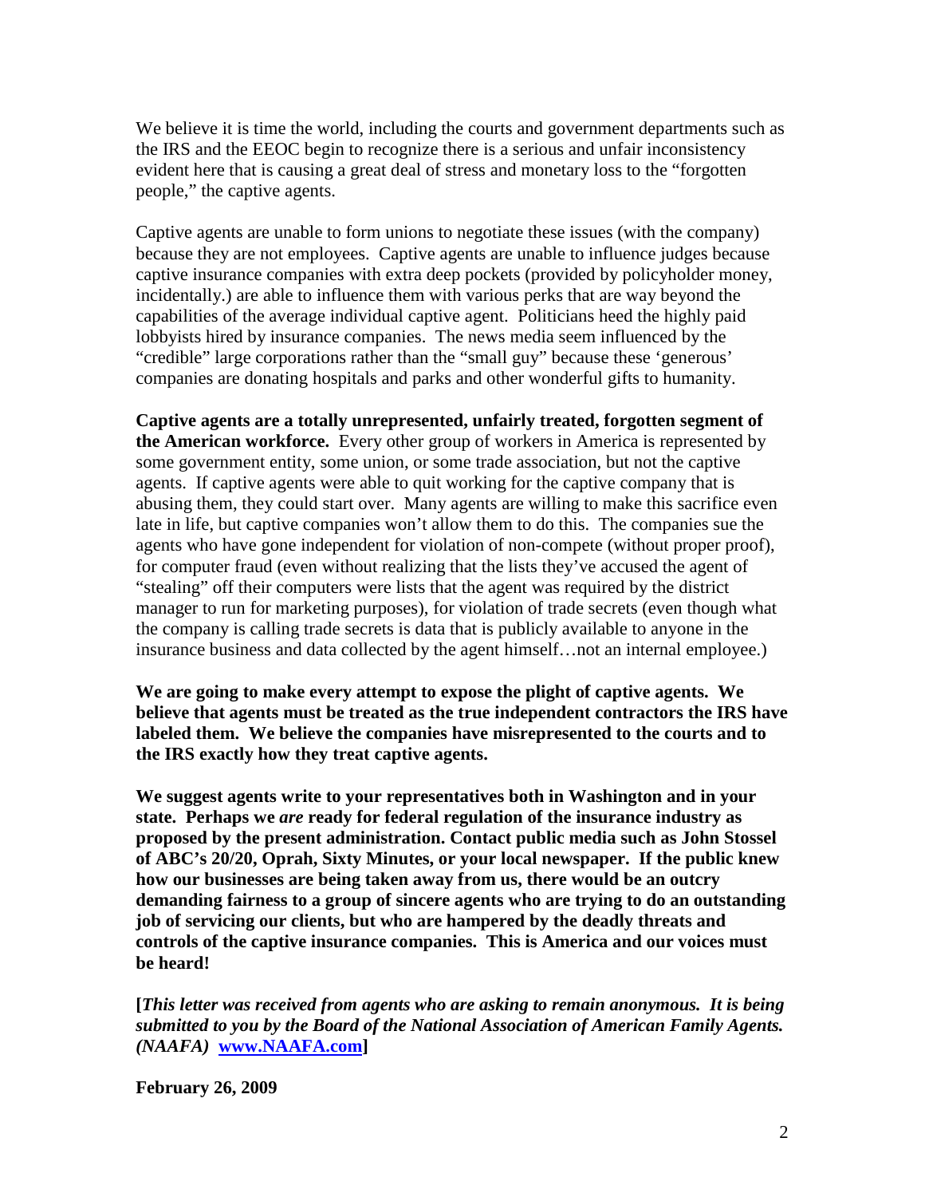We believe it is time the world, including the courts and government departments such as the IRS and the EEOC begin to recognize there is a serious and unfair inconsistency evident here that is causing a great deal of stress and monetary loss to the "forgotten people," the captive agents.

Captive agents are unable to form unions to negotiate these issues (with the company) because they are not employees. Captive agents are unable to influence judges because captive insurance companies with extra deep pockets (provided by policyholder money, incidentally.) are able to influence them with various perks that are way beyond the capabilities of the average individual captive agent. Politicians heed the highly paid lobbyists hired by insurance companies. The news media seem influenced by the "credible" large corporations rather than the "small guy" because these 'generous' companies are donating hospitals and parks and other wonderful gifts to humanity.

**Captive agents are a totally unrepresented, unfairly treated, forgotten segment of the American workforce.** Every other group of workers in America is represented by some government entity, some union, or some trade association, but not the captive agents. If captive agents were able to quit working for the captive company that is abusing them, they could start over. Many agents are willing to make this sacrifice even late in life, but captive companies won't allow them to do this. The companies sue the agents who have gone independent for violation of non-compete (without proper proof), for computer fraud (even without realizing that the lists they've accused the agent of "stealing" off their computers were lists that the agent was required by the district manager to run for marketing purposes), for violation of trade secrets (even though what the company is calling trade secrets is data that is publicly available to anyone in the insurance business and data collected by the agent himself…not an internal employee.)

**We are going to make every attempt to expose the plight of captive agents. We believe that agents must be treated as the true independent contractors the IRS have labeled them. We believe the companies have misrepresented to the courts and to the IRS exactly how they treat captive agents.**

**We suggest agents write to your representatives both in Washington and in your state. Perhaps we *are* ready for federal regulation of the insurance industry as proposed by the present administration. Contact public media such as John Stossel of ABC's 20/20, Oprah, Sixty Minutes, or your local newspaper. If the public knew how our businesses are being taken away from us, there would be an outcry demanding fairness to a group of sincere agents who are trying to do an outstanding job of servicing our clients, but who are hampered by the deadly threats and controls of the captive insurance companies. This is America and our voices must be heard!**

**[*This letter was received from agents who are asking to remain anonymous. It is being submitted to you by the Board of the National Association of American Family Agents. (NAAFA)* www.NAAFA.com]**

**February 26, 2009**